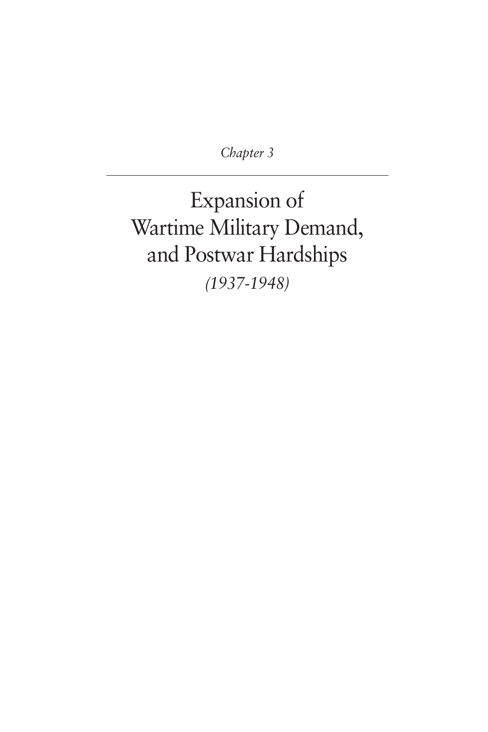*Chapter 3*

---

# Expansion of Wartime Military Demand, and Postwar Hardships

*(1937-1948)*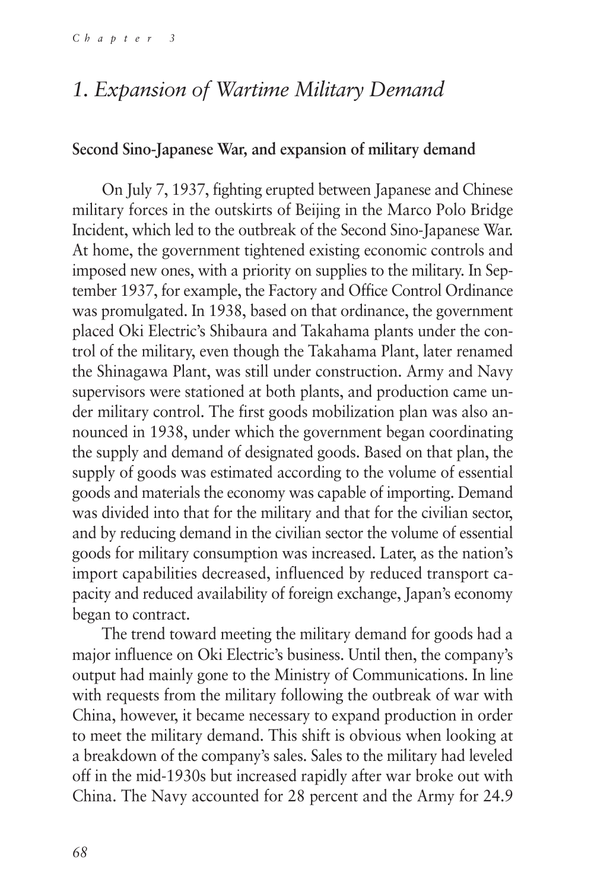# 1. Expansion of Wartime Military Demand

**Second Sino-Japanese War, and expansion of military demand**

On July 7, 1937, fighting erupted between Japanese and Chinese military forces in the outskirts of Beijing in the Marco Polo Bridge Incident, which led to the outbreak of the Second Sino-Japanese War. At home, the government tightened existing economic controls and imposed new ones, with a priority on supplies to the military. In September 1937, for example, the Factory and Office Control Ordinance was promulgated. In 1938, based on that ordinance, the government placed Oki Electric's Shibaura and Takahama plants under the control of the military, even though the Takahama Plant, later renamed the Shinagawa Plant, was still under construction. Army and Navy supervisors were stationed at both plants, and production came under military control. The first goods mobilization plan was also announced in 1938, under which the government began coordinating the supply and demand of designated goods. Based on that plan, the supply of goods was estimated according to the volume of essential goods and materials the economy was capable of importing. Demand was divided into that for the military and that for the civilian sector, and by reducing demand in the civilian sector the volume of essential goods for military consumption was increased. Later, as the nation's import capabilities decreased, influenced by reduced transport capacity and reduced availability of foreign exchange, Japan's economy began to contract.

The trend toward meeting the military demand for goods had a major influence on Oki Electric's business. Until then, the company's output had mainly gone to the Ministry of Communications. In line with requests from the military following the outbreak of war with China, however, it became necessary to expand production in order to meet the military demand. This shift is obvious when looking at a breakdown of the company's sales. Sales to the military had leveled off in the mid-1930s but increased rapidly after war broke out with China. The Navy accounted for 28 percent and the Army for 24.9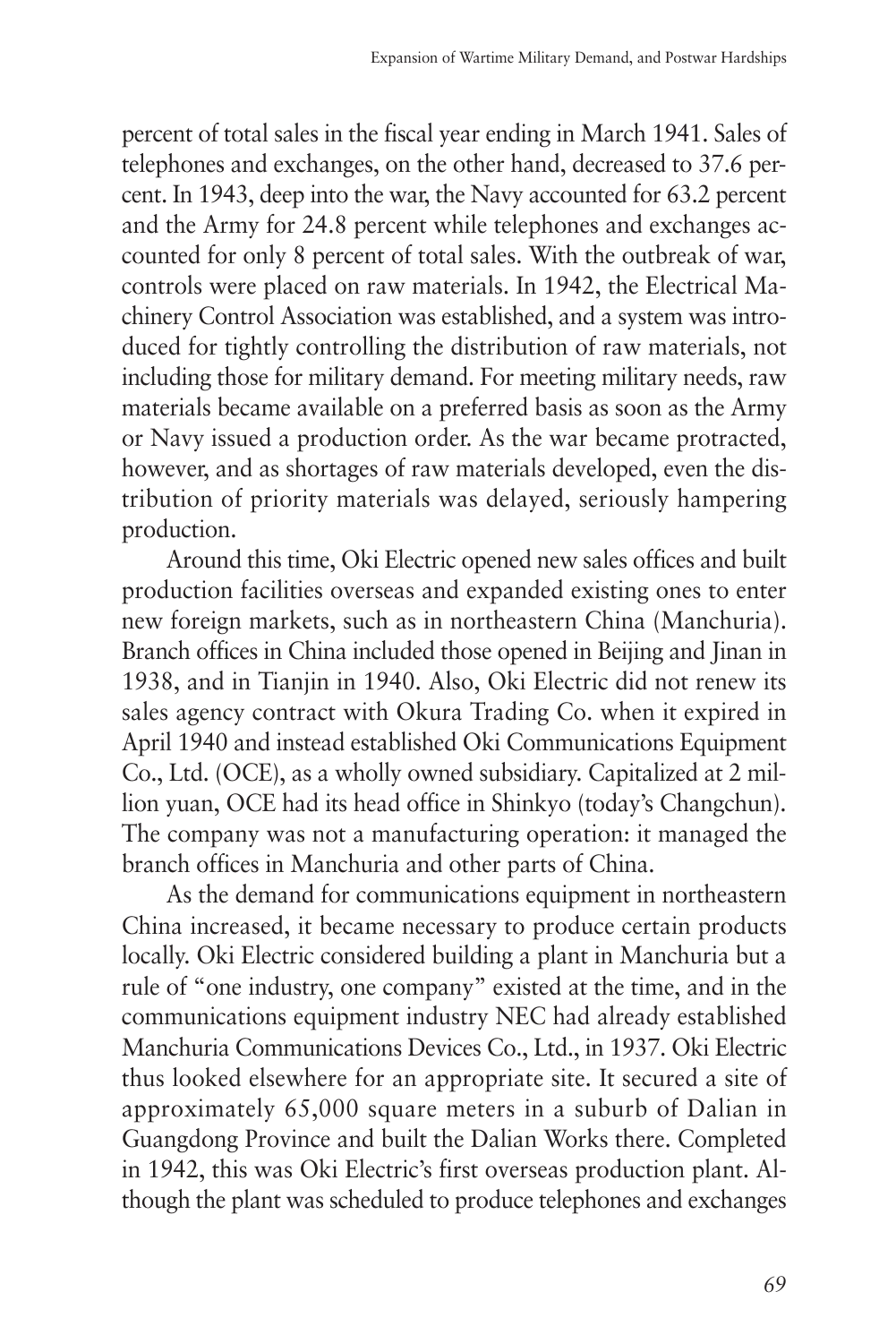percent of total sales in the fiscal year ending in March 1941. Sales of telephones and exchanges, on the other hand, decreased to 37.6 percent. In 1943, deep into the war, the Navy accounted for 63.2 percent and the Army for 24.8 percent while telephones and exchanges accounted for only 8 percent of total sales. With the outbreak of war, controls were placed on raw materials. In 1942, the Electrical Machinery Control Association was established, and a system was introduced for tightly controlling the distribution of raw materials, not including those for military demand. For meeting military needs, raw materials became available on a preferred basis as soon as the Army or Navy issued a production order. As the war became protracted, however, and as shortages of raw materials developed, even the distribution of priority materials was delayed, seriously hampering production.

Around this time, Oki Electric opened new sales offices and built production facilities overseas and expanded existing ones to enter new foreign markets, such as in northeastern China (Manchuria). Branch offices in China included those opened in Beijing and Jinan in 1938, and in Tianjin in 1940. Also, Oki Electric did not renew its sales agency contract with Okura Trading Co. when it expired in April 1940 and instead established Oki Communications Equipment Co., Ltd. (OCE), as a wholly owned subsidiary. Capitalized at 2 million yuan, OCE had its head office in Shinkyo (today's Changchun). The company was not a manufacturing operation: it managed the branch offices in Manchuria and other parts of China.

As the demand for communications equipment in northeastern China increased, it became necessary to produce certain products locally. Oki Electric considered building a plant in Manchuria but a rule of "one industry, one company" existed at the time, and in the communications equipment industry NEC had already established Manchuria Communications Devices Co., Ltd., in 1937. Oki Electric thus looked elsewhere for an appropriate site. It secured a site of approximately 65,000 square meters in a suburb of Dalian in Guangdong Province and built the Dalian Works there. Completed in 1942, this was Oki Electric's first overseas production plant. Although the plant was scheduled to produce telephones and exchanges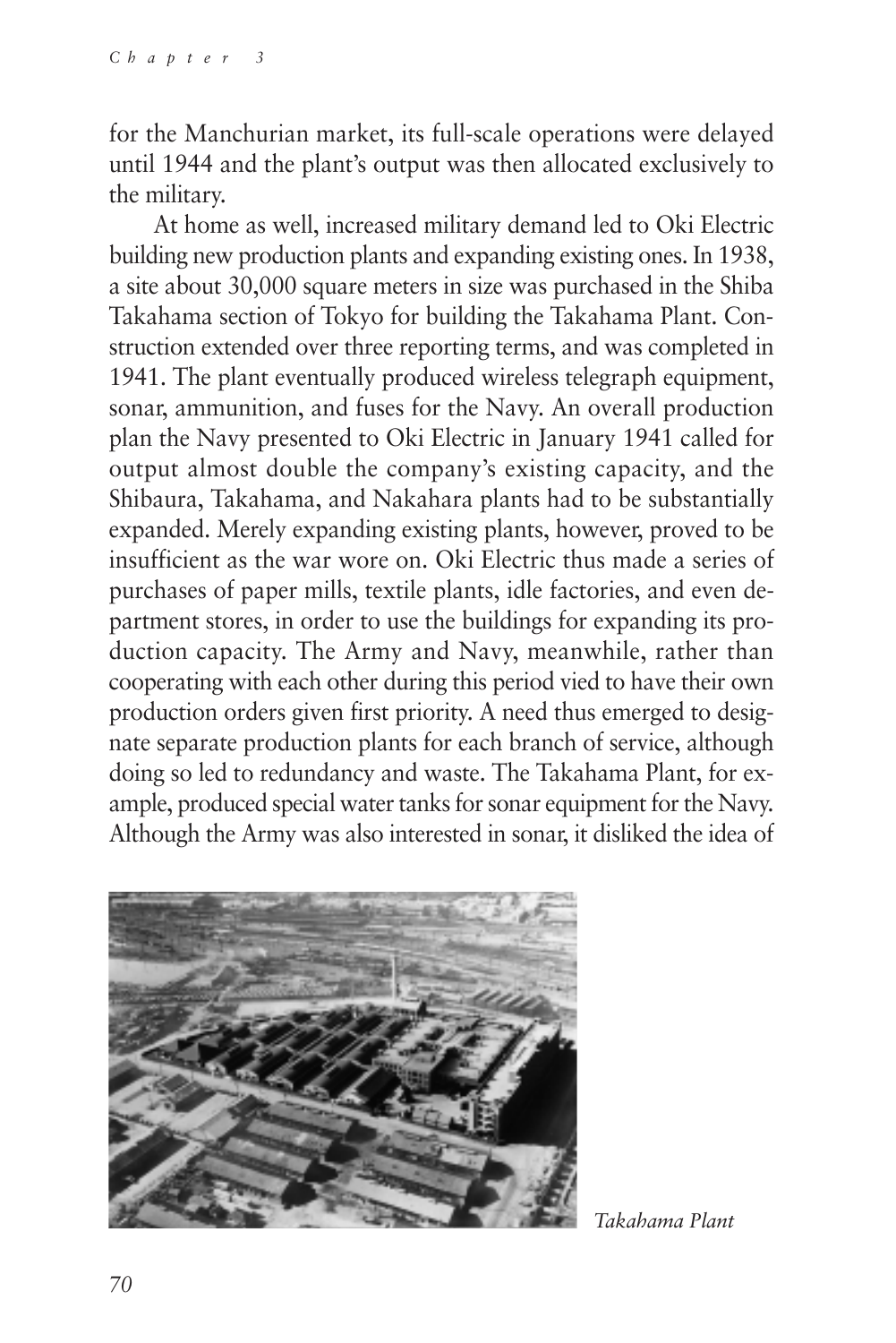for the Manchurian market, its full-scale operations were delayed until 1944 and the plant's output was then allocated exclusively to the military.

At home as well, increased military demand led to Oki Electric building new production plants and expanding existing ones. In 1938, a site about 30,000 square meters in size was purchased in the Shiba Takahama section of Tokyo for building the Takahama Plant. Construction extended over three reporting terms, and was completed in 1941. The plant eventually produced wireless telegraph equipment, sonar, ammunition, and fuses for the Navy. An overall production plan the Navy presented to Oki Electric in January 1941 called for output almost double the company's existing capacity, and the Shibaura, Takahama, and Nakahara plants had to be substantially expanded. Merely expanding existing plants, however, proved to be insufficient as the war wore on. Oki Electric thus made a series of purchases of paper mills, textile plants, idle factories, and even department stores, in order to use the buildings for expanding its production capacity. The Army and Navy, meanwhile, rather than cooperating with each other during this period vied to have their own production orders given first priority. A need thus emerged to designate separate production plants for each branch of service, although doing so led to redundancy and waste. The Takahama Plant, for example, produced special water tanks for sonar equipment for the Navy. Although the Army was also interested in sonar, it disliked the idea of

*Takahama Plant*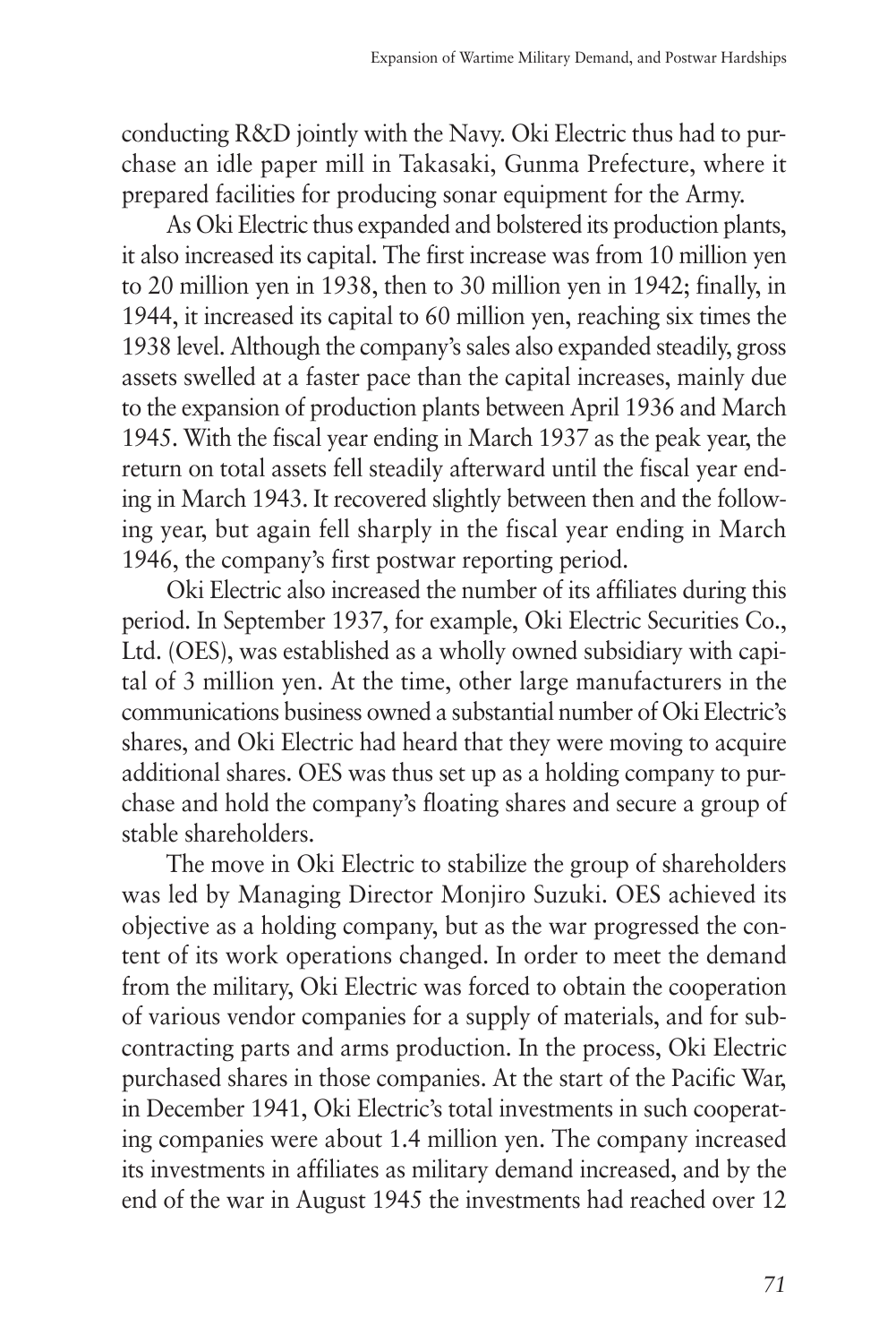conducting R&D jointly with the Navy. Oki Electric thus had to purchase an idle paper mill in Takasaki, Gunma Prefecture, where it prepared facilities for producing sonar equipment for the Army.

As Oki Electric thus expanded and bolstered its production plants, it also increased its capital. The first increase was from 10 million yen to 20 million yen in 1938, then to 30 million yen in 1942; finally, in 1944, it increased its capital to 60 million yen, reaching six times the 1938 level. Although the company's sales also expanded steadily, gross assets swelled at a faster pace than the capital increases, mainly due to the expansion of production plants between April 1936 and March 1945. With the fiscal year ending in March 1937 as the peak year, the return on total assets fell steadily afterward until the fiscal year ending in March 1943. It recovered slightly between then and the following year, but again fell sharply in the fiscal year ending in March 1946, the company's first postwar reporting period.

Oki Electric also increased the number of its affiliates during this period. In September 1937, for example, Oki Electric Securities Co., Ltd. (OES), was established as a wholly owned subsidiary with capital of 3 million yen. At the time, other large manufacturers in the communications business owned a substantial number of Oki Electric's shares, and Oki Electric had heard that they were moving to acquire additional shares. OES was thus set up as a holding company to purchase and hold the company's floating shares and secure a group of stable shareholders.

The move in Oki Electric to stabilize the group of shareholders was led by Managing Director Monjiro Suzuki. OES achieved its objective as a holding company, but as the war progressed the content of its work operations changed. In order to meet the demand from the military, Oki Electric was forced to obtain the cooperation of various vendor companies for a supply of materials, and for subcontracting parts and arms production. In the process, Oki Electric purchased shares in those companies. At the start of the Pacific War, in December 1941, Oki Electric's total investments in such cooperating companies were about 1.4 million yen. The company increased its investments in affiliates as military demand increased, and by the end of the war in August 1945 the investments had reached over 12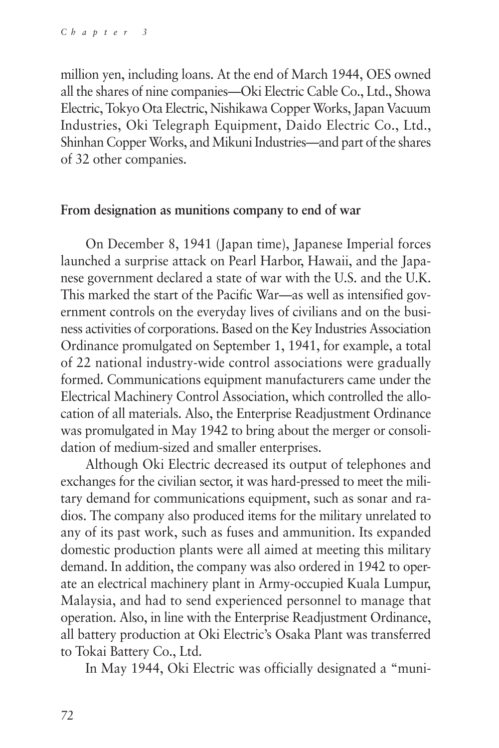million yen, including loans. At the end of March 1944, OES owned all the shares of nine companies—Oki Electric Cable Co., Ltd., Showa Electric, Tokyo Ota Electric, Nishikawa Copper Works, Japan Vacuum Industries, Oki Telegraph Equipment, Daido Electric Co., Ltd., Shinhan Copper Works, and Mikuni Industries—and part of the shares of 32 other companies.

### From designation as munitions company to end of war

On December 8, 1941 (Japan time), Japanese Imperial forces launched a surprise attack on Pearl Harbor, Hawaii, and the Japanese government declared a state of war with the U.S. and the U.K. This marked the start of the Pacific War—as well as intensified government controls on the everyday lives of civilians and on the business activities of corporations. Based on the Key Industries Association Ordinance promulgated on September 1, 1941, for example, a total of 22 national industry-wide control associations were gradually formed. Communications equipment manufacturers came under the Electrical Machinery Control Association, which controlled the allocation of all materials. Also, the Enterprise Readjustment Ordinance was promulgated in May 1942 to bring about the merger or consolidation of medium-sized and smaller enterprises.

Although Oki Electric decreased its output of telephones and exchanges for the civilian sector, it was hard-pressed to meet the military demand for communications equipment, such as sonar and radios. The company also produced items for the military unrelated to any of its past work, such as fuses and ammunition. Its expanded domestic production plants were all aimed at meeting this military demand. In addition, the company was also ordered in 1942 to operate an electrical machinery plant in Army-occupied Kuala Lumpur, Malaysia, and had to send experienced personnel to manage that operation. Also, in line with the Enterprise Readjustment Ordinance, all battery production at Oki Electric's Osaka Plant was transferred to Tokai Battery Co., Ltd.

In May 1944, Oki Electric was officially designated a "muni-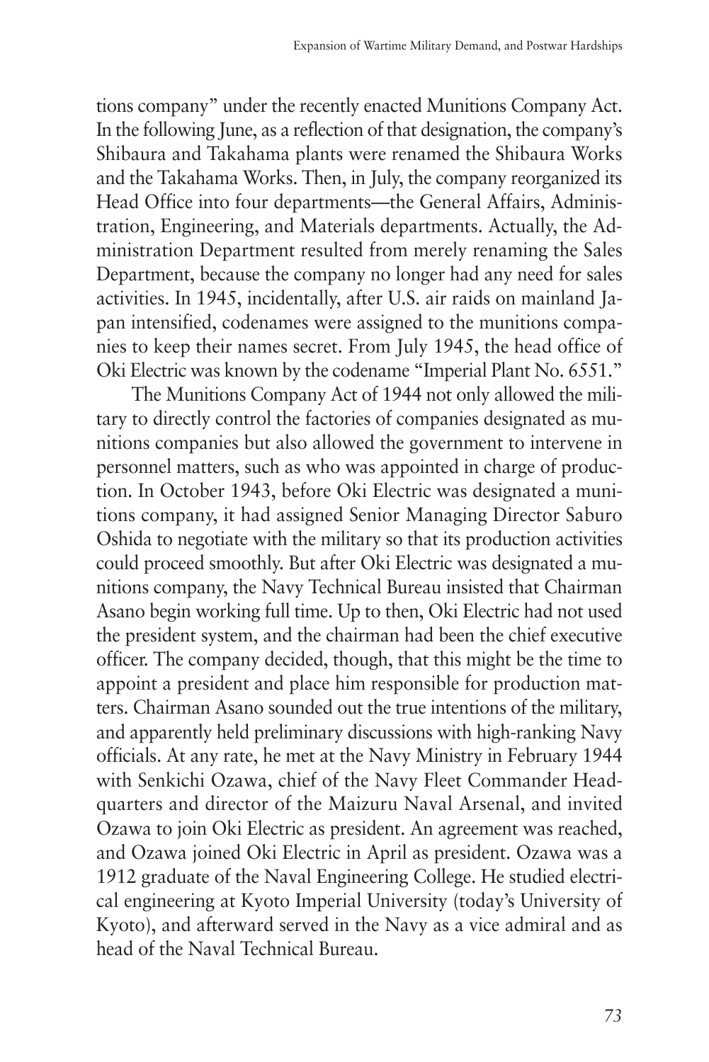tions company" under the recently enacted Munitions Company Act. In the following June, as a reflection of that designation, the company's Shibaura and Takahama plants were renamed the Shibaura Works and the Takahama Works. Then, in July, the company reorganized its Head Office into four departments—the General Affairs, Administration, Engineering, and Materials departments. Actually, the Administration Department resulted from merely renaming the Sales Department, because the company no longer had any need for sales activities. In 1945, incidentally, after U.S. air raids on mainland Japan intensified, codenames were assigned to the munitions companies to keep their names secret. From July 1945, the head office of Oki Electric was known by the codename "Imperial Plant No. 6551."

The Munitions Company Act of 1944 not only allowed the military to directly control the factories of companies designated as munitions companies but also allowed the government to intervene in personnel matters, such as who was appointed in charge of production. In October 1943, before Oki Electric was designated a munitions company, it had assigned Senior Managing Director Saburo Oshida to negotiate with the military so that its production activities could proceed smoothly. But after Oki Electric was designated a munitions company, the Navy Technical Bureau insisted that Chairman Asano begin working full time. Up to then, Oki Electric had not used the president system, and the chairman had been the chief executive officer. The company decided, though, that this might be the time to appoint a president and place him responsible for production matters. Chairman Asano sounded out the true intentions of the military, and apparently held preliminary discussions with high-ranking Navy officials. At any rate, he met at the Navy Ministry in February 1944 with Senkichi Ozawa, chief of the Navy Fleet Commander Headquarters and director of the Maizuru Naval Arsenal, and invited Ozawa to join Oki Electric as president. An agreement was reached, and Ozawa joined Oki Electric in April as president. Ozawa was a 1912 graduate of the Naval Engineering College. He studied electrical engineering at Kyoto Imperial University (today's University of Kyoto), and afterward served in the Navy as a vice admiral and as head of the Naval Technical Bureau.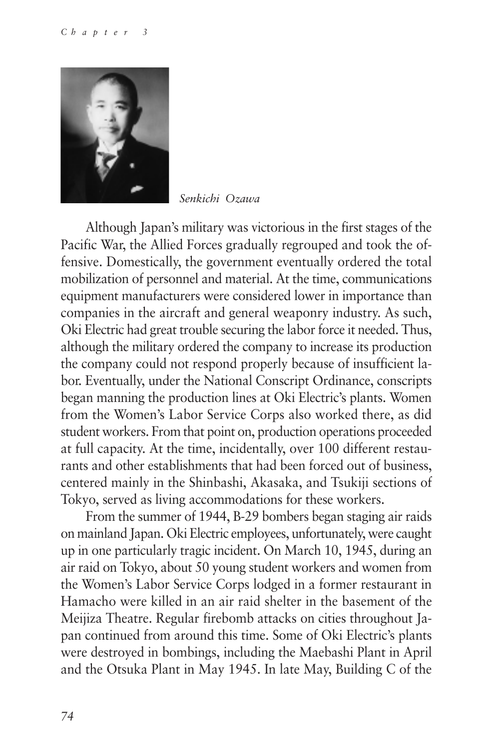*Senkichi Ozawa*

Although Japan's military was victorious in the first stages of the Pacific War, the Allied Forces gradually regrouped and took the offensive. Domestically, the government eventually ordered the total mobilization of personnel and material. At the time, communications equipment manufacturers were considered lower in importance than companies in the aircraft and general weaponry industry. As such, Oki Electric had great trouble securing the labor force it needed. Thus, although the military ordered the company to increase its production the company could not respond properly because of insufficient labor. Eventually, under the National Conscript Ordinance, conscripts began manning the production lines at Oki Electric's plants. Women from the Women's Labor Service Corps also worked there, as did student workers. From that point on, production operations proceeded at full capacity. At the time, incidentally, over 100 different restaurants and other establishments that had been forced out of business, centered mainly in the Shinbashi, Akasaka, and Tsukiji sections of Tokyo, served as living accommodations for these workers.

From the summer of 1944, B-29 bombers began staging air raids on mainland Japan. Oki Electric employees, unfortunately, were caught up in one particularly tragic incident. On March 10, 1945, during an air raid on Tokyo, about 50 young student workers and women from the Women's Labor Service Corps lodged in a former restaurant in Hamacho were killed in an air raid shelter in the basement of the Meijiza Theatre. Regular firebomb attacks on cities throughout Japan continued from around this time. Some of Oki Electric's plants were destroyed in bombings, including the Maebashi Plant in April and the Otsuka Plant in May 1945. In late May, Building C of the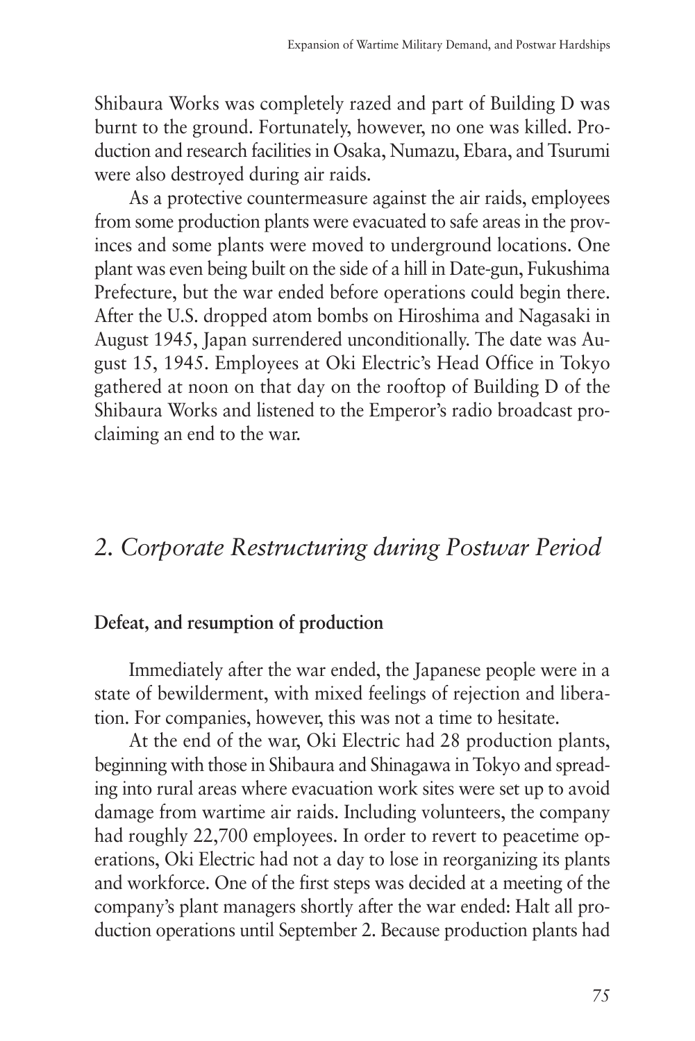Shibaura Works was completely razed and part of Building D was burnt to the ground. Fortunately, however, no one was killed. Production and research facilities in Osaka, Numazu, Ebara, and Tsurumi were also destroyed during air raids.

As a protective countermeasure against the air raids, employees from some production plants were evacuated to safe areas in the provinces and some plants were moved to underground locations. One plant was even being built on the side of a hill in Date-gun, Fukushima Prefecture, but the war ended before operations could begin there. After the U.S. dropped atom bombs on Hiroshima and Nagasaki in August 1945, Japan surrendered unconditionally. The date was August 15, 1945. Employees at Oki Electric's Head Office in Tokyo gathered at noon on that day on the rooftop of Building D of the Shibaura Works and listened to the Emperor's radio broadcast proclaiming an end to the war.

## *2. Corporate Restructuring during Postwar Period*

### Defeat, and resumption of production

Immediately after the war ended, the Japanese people were in a state of bewilderment, with mixed feelings of rejection and liberation. For companies, however, this was not a time to hesitate.

At the end of the war, Oki Electric had 28 production plants, beginning with those in Shibaura and Shinagawa in Tokyo and spreading into rural areas where evacuation work sites were set up to avoid damage from wartime air raids. Including volunteers, the company had roughly 22,700 employees. In order to revert to peacetime operations, Oki Electric had not a day to lose in reorganizing its plants and workforce. One of the first steps was decided at a meeting of the company's plant managers shortly after the war ended: Halt all production operations until September 2. Because production plants had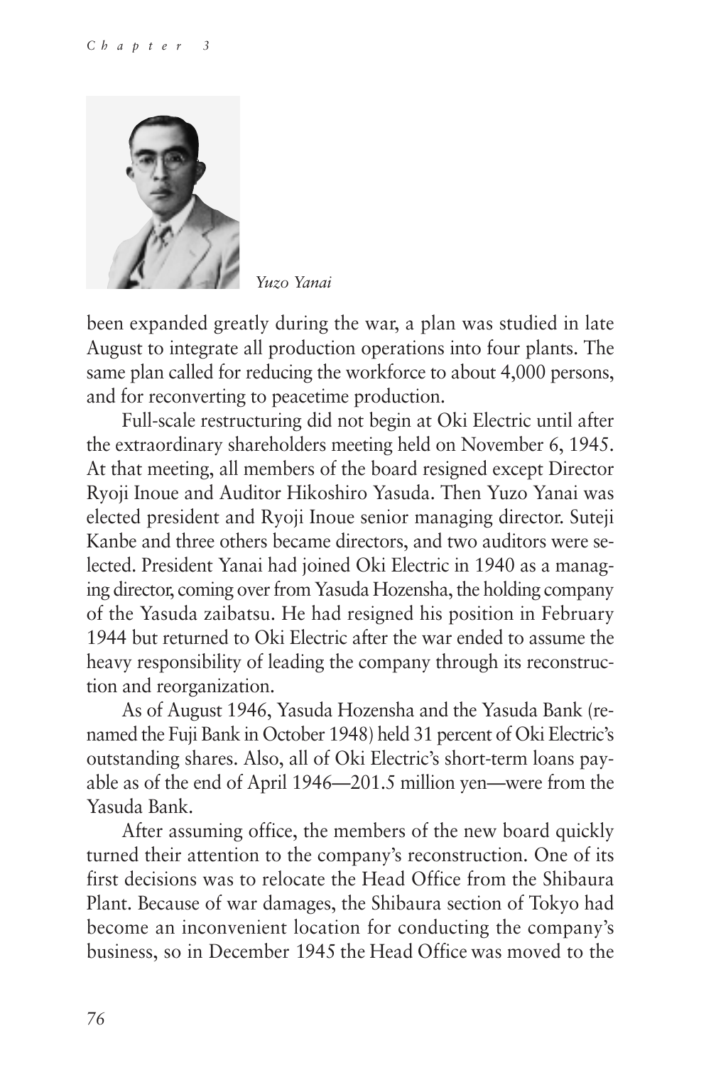*Yuzo Yanai*

been expanded greatly during the war, a plan was studied in late August to integrate all production operations into four plants. The same plan called for reducing the workforce to about 4,000 persons, and for reconverting to peacetime production.

Full-scale restructuring did not begin at Oki Electric until after the extraordinary shareholders meeting held on November 6, 1945. At that meeting, all members of the board resigned except Director Ryoji Inoue and Auditor Hikoshiro Yasuda. Then Yuzo Yanai was elected president and Ryoji Inoue senior managing director. Suteji Kanbe and three others became directors, and two auditors were selected. President Yanai had joined Oki Electric in 1940 as a managing director, coming over from Yasuda Hozensha, the holding company of the Yasuda zaibatsu. He had resigned his position in February 1944 but returned to Oki Electric after the war ended to assume the heavy responsibility of leading the company through its reconstruction and reorganization.

As of August 1946, Yasuda Hozensha and the Yasuda Bank (renamed the Fuji Bank in October 1948) held 31 percent of Oki Electric's outstanding shares. Also, all of Oki Electric's short-term loans payable as of the end of April 1946—201.5 million yen—were from the Yasuda Bank.

After assuming office, the members of the new board quickly turned their attention to the company's reconstruction. One of its first decisions was to relocate the Head Office from the Shibaura Plant. Because of war damages, the Shibaura section of Tokyo had become an inconvenient location for conducting the company's business, so in December 1945 the Head Office was moved to the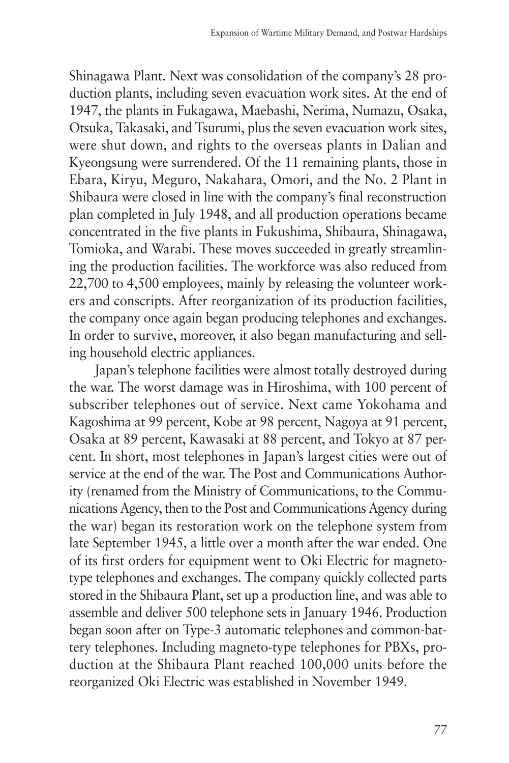Shinagawa Plant. Next was consolidation of the company's 28 production plants, including seven evacuation work sites. At the end of 1947, the plants in Fukagawa, Maebashi, Nerima, Numazu, Osaka, Otsuka, Takasaki, and Tsurumi, plus the seven evacuation work sites, were shut down, and rights to the overseas plants in Dalian and Kyeongsung were surrendered. Of the 11 remaining plants, those in Ebara, Kiryu, Meguro, Nakahara, Omori, and the No. 2 Plant in Shibaura were closed in line with the company's final reconstruction plan completed in July 1948, and all production operations became concentrated in the five plants in Fukushima, Shibaura, Shinagawa, Tomioka, and Warabi. These moves succeeded in greatly streamlining the production facilities. The workforce was also reduced from 22,700 to 4,500 employees, mainly by releasing the volunteer workers and conscripts. After reorganization of its production facilities, the company once again began producing telephones and exchanges. In order to survive, moreover, it also began manufacturing and selling household electric appliances.

Japan's telephone facilities were almost totally destroyed during the war. The worst damage was in Hiroshima, with 100 percent of subscriber telephones out of service. Next came Yokohama and Kagoshima at 99 percent, Kobe at 98 percent, Nagoya at 91 percent, Osaka at 89 percent, Kawasaki at 88 percent, and Tokyo at 87 percent. In short, most telephones in Japan's largest cities were out of service at the end of the war. The Post and Communications Authority (renamed from the Ministry of Communications, to the Communications Agency, then to the Post and Communications Agency during the war) began its restoration work on the telephone system from late September 1945, a little over a month after the war ended. One of its first orders for equipment went to Oki Electric for magneto-type telephones and exchanges. The company quickly collected parts stored in the Shibaura Plant, set up a production line, and was able to assemble and deliver 500 telephone sets in January 1946. Production began soon after on Type-3 automatic telephones and common-battery telephones. Including magneto-type telephones for PBXs, production at the Shibaura Plant reached 100,000 units before the reorganized Oki Electric was established in November 1949.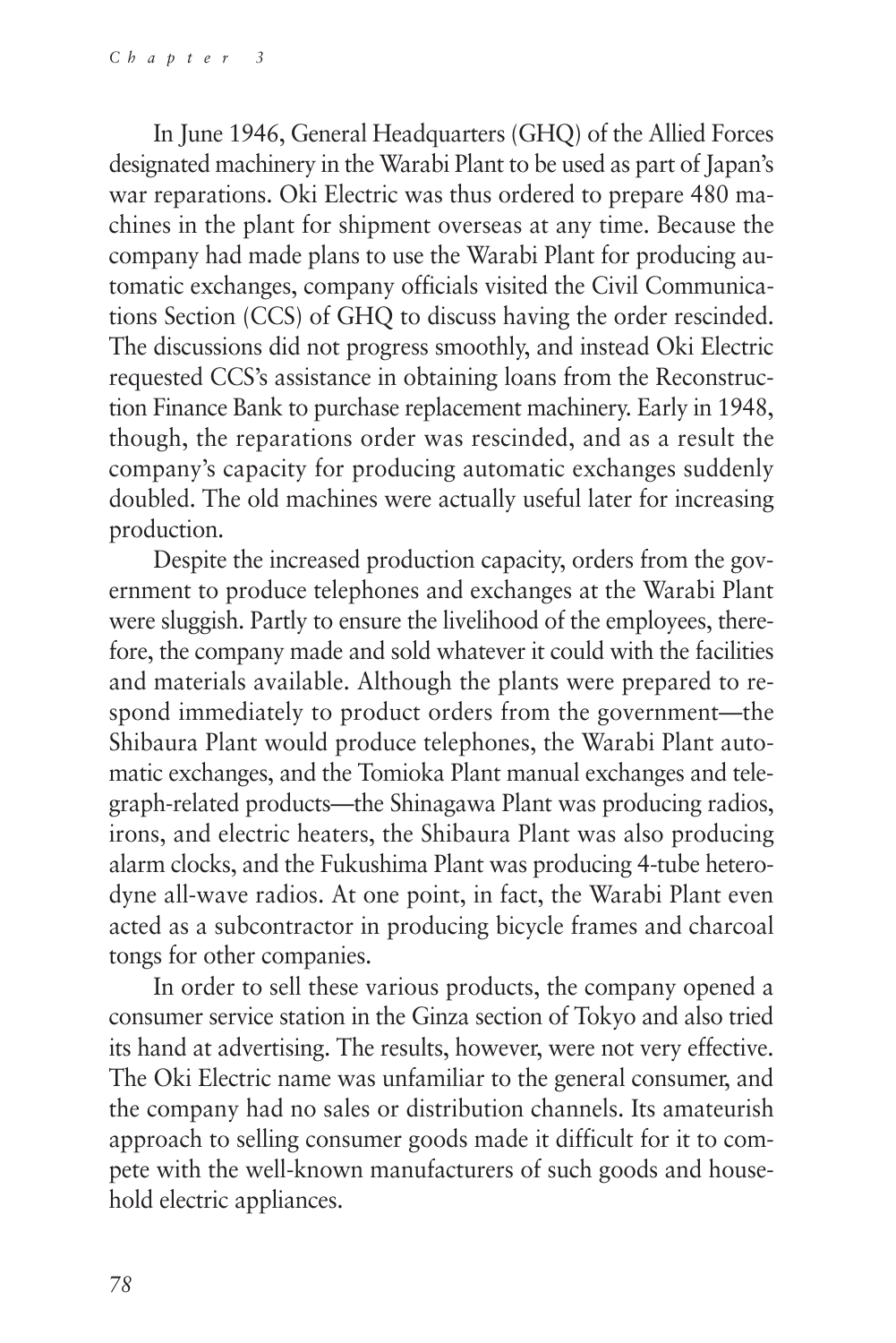In June 1946, General Headquarters (GHQ) of the Allied Forces designated machinery in the Warabi Plant to be used as part of Japan's war reparations. Oki Electric was thus ordered to prepare 480 machines in the plant for shipment overseas at any time. Because the company had made plans to use the Warabi Plant for producing automatic exchanges, company officials visited the Civil Communications Section (CCS) of GHQ to discuss having the order rescinded. The discussions did not progress smoothly, and instead Oki Electric requested CCS's assistance in obtaining loans from the Reconstruction Finance Bank to purchase replacement machinery. Early in 1948, though, the reparations order was rescinded, and as a result the company's capacity for producing automatic exchanges suddenly doubled. The old machines were actually useful later for increasing production.

Despite the increased production capacity, orders from the government to produce telephones and exchanges at the Warabi Plant were sluggish. Partly to ensure the livelihood of the employees, therefore, the company made and sold whatever it could with the facilities and materials available. Although the plants were prepared to respond immediately to product orders from the government—the Shibaura Plant would produce telephones, the Warabi Plant automatic exchanges, and the Tomioka Plant manual exchanges and telegraph-related products—the Shinagawa Plant was producing radios, irons, and electric heaters, the Shibaura Plant was also producing alarm clocks, and the Fukushima Plant was producing 4-tube heterodyne all-wave radios. At one point, in fact, the Warabi Plant even acted as a subcontractor in producing bicycle frames and charcoal tongs for other companies.

In order to sell these various products, the company opened a consumer service station in the Ginza section of Tokyo and also tried its hand at advertising. The results, however, were not very effective. The Oki Electric name was unfamiliar to the general consumer, and the company had no sales or distribution channels. Its amateurish approach to selling consumer goods made it difficult for it to compete with the well-known manufacturers of such goods and household electric appliances.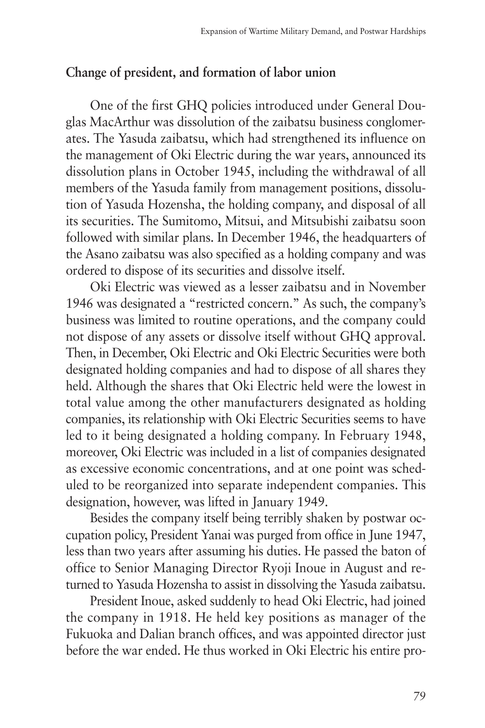## Change of president, and formation of labor union

One of the first GHQ policies introduced under General Douglas MacArthur was dissolution of the zaibatsu business conglomerates. The Yasuda zaibatsu, which had strengthened its influence on the management of Oki Electric during the war years, announced its dissolution plans in October 1945, including the withdrawal of all members of the Yasuda family from management positions, dissolution of Yasuda Hozensha, the holding company, and disposal of all its securities. The Sumitomo, Mitsui, and Mitsubishi zaibatsu soon followed with similar plans. In December 1946, the headquarters of the Asano zaibatsu was also specified as a holding company and was ordered to dispose of its securities and dissolve itself.

Oki Electric was viewed as a lesser zaibatsu and in November 1946 was designated a "restricted concern." As such, the company's business was limited to routine operations, and the company could not dispose of any assets or dissolve itself without GHQ approval. Then, in December, Oki Electric and Oki Electric Securities were both designated holding companies and had to dispose of all shares they held. Although the shares that Oki Electric held were the lowest in total value among the other manufacturers designated as holding companies, its relationship with Oki Electric Securities seems to have led to it being designated a holding company. In February 1948, moreover, Oki Electric was included in a list of companies designated as excessive economic concentrations, and at one point was scheduled to be reorganized into separate independent companies. This designation, however, was lifted in January 1949.

Besides the company itself being terribly shaken by postwar occupation policy, President Yanai was purged from office in June 1947, less than two years after assuming his duties. He passed the baton of office to Senior Managing Director Ryoji Inoue in August and returned to Yasuda Hozensha to assist in dissolving the Yasuda zaibatsu.

President Inoue, asked suddenly to head Oki Electric, had joined the company in 1918. He held key positions as manager of the Fukuoka and Dalian branch offices, and was appointed director just before the war ended. He thus worked in Oki Electric his entire pro-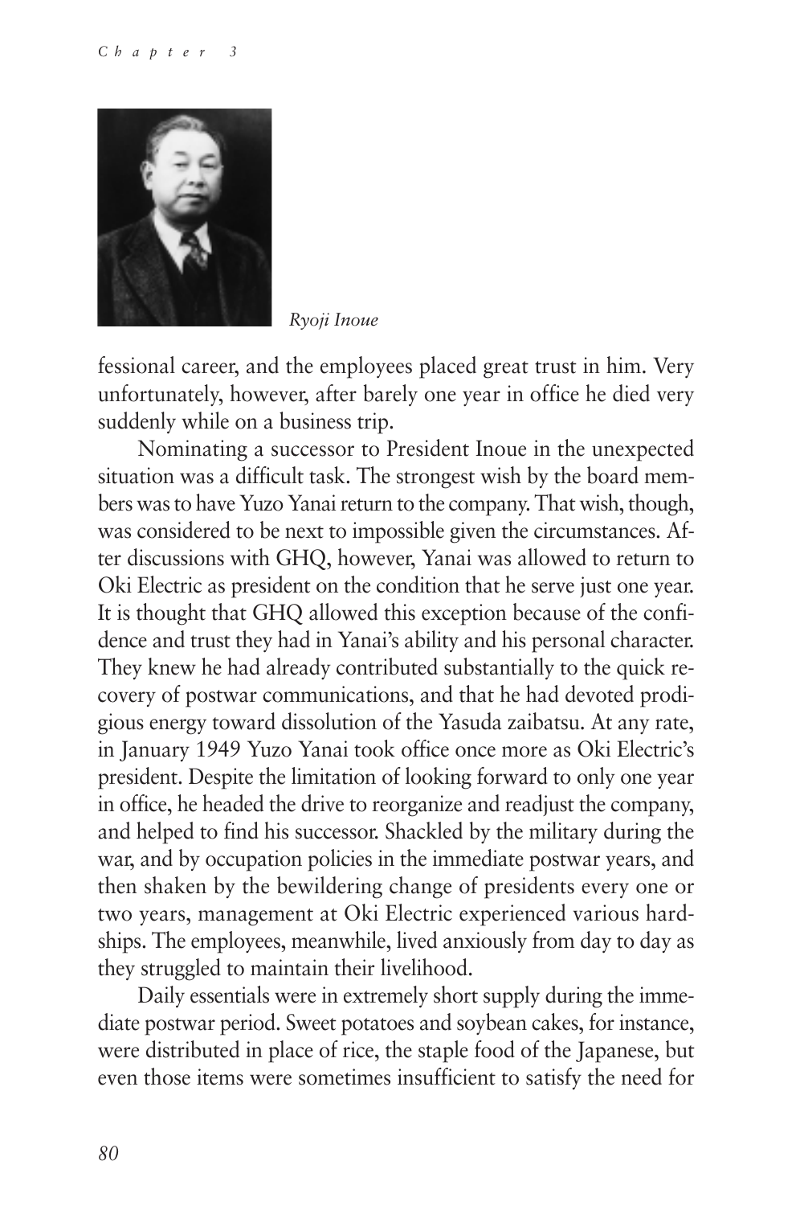*Ryoji Inoue*

fessional career, and the employees placed great trust in him. Very unfortunately, however, after barely one year in office he died very suddenly while on a business trip.

Nominating a successor to President Inoue in the unexpected situation was a difficult task. The strongest wish by the board members was to have Yuzo Yanai return to the company. That wish, though, was considered to be next to impossible given the circumstances. After discussions with GHQ, however, Yanai was allowed to return to Oki Electric as president on the condition that he serve just one year. It is thought that GHQ allowed this exception because of the confidence and trust they had in Yanai's ability and his personal character. They knew he had already contributed substantially to the quick recovery of postwar communications, and that he had devoted prodigious energy toward dissolution of the Yasuda zaibatsu. At any rate, in January 1949 Yuzo Yanai took office once more as Oki Electric's president. Despite the limitation of looking forward to only one year in office, he headed the drive to reorganize and readjust the company, and helped to find his successor. Shackled by the military during the war, and by occupation policies in the immediate postwar years, and then shaken by the bewildering change of presidents every one or two years, management at Oki Electric experienced various hardships. The employees, meanwhile, lived anxiously from day to day as they struggled to maintain their livelihood.

Daily essentials were in extremely short supply during the immediate postwar period. Sweet potatoes and soybean cakes, for instance, were distributed in place of rice, the staple food of the Japanese, but even those items were sometimes insufficient to satisfy the need for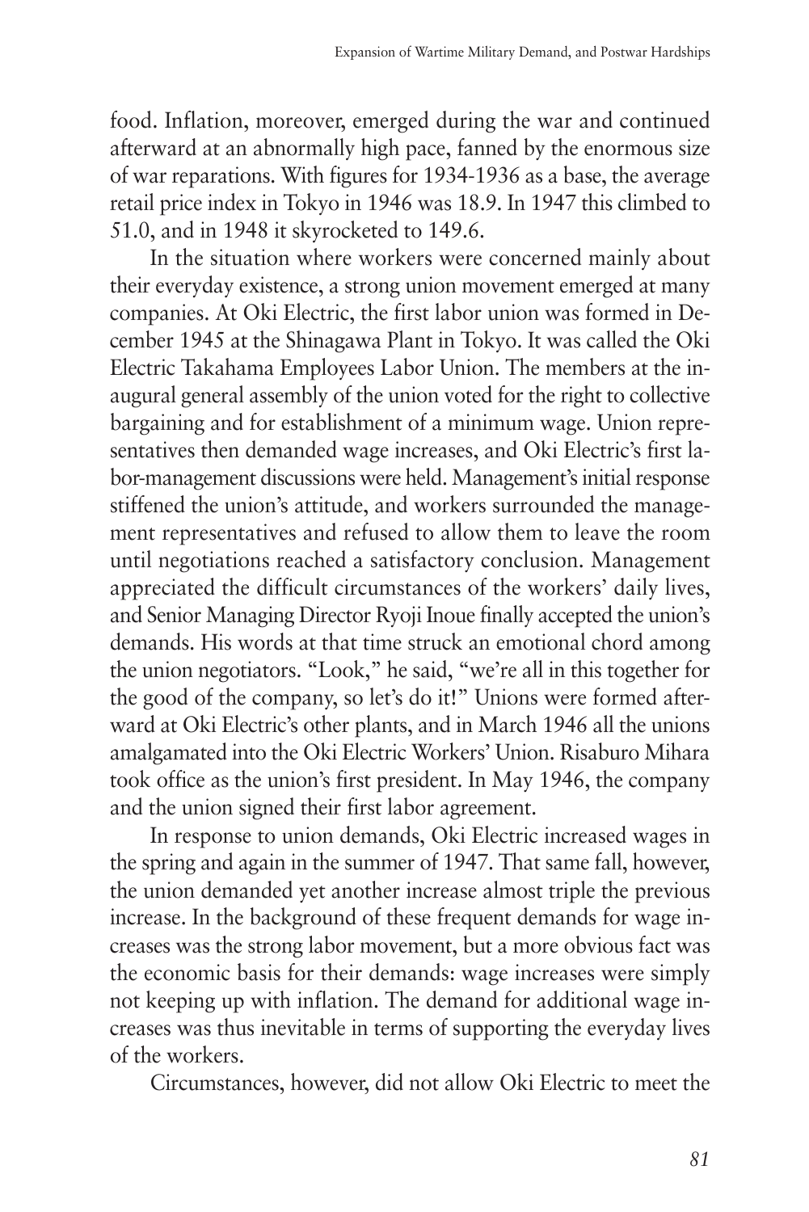food. Inflation, moreover, emerged during the war and continued afterward at an abnormally high pace, fanned by the enormous size of war reparations. With figures for 1934-1936 as a base, the average retail price index in Tokyo in 1946 was 18.9. In 1947 this climbed to 51.0, and in 1948 it skyrocketed to 149.6.

In the situation where workers were concerned mainly about their everyday existence, a strong union movement emerged at many companies. At Oki Electric, the first labor union was formed in December 1945 at the Shinagawa Plant in Tokyo. It was called the Oki Electric Takahama Employees Labor Union. The members at the inaugural general assembly of the union voted for the right to collective bargaining and for establishment of a minimum wage. Union representatives then demanded wage increases, and Oki Electric's first labor-management discussions were held. Management's initial response stiffened the union's attitude, and workers surrounded the management representatives and refused to allow them to leave the room until negotiations reached a satisfactory conclusion. Management appreciated the difficult circumstances of the workers' daily lives, and Senior Managing Director Ryoji Inoue finally accepted the union's demands. His words at that time struck an emotional chord among the union negotiators. "Look," he said, "we're all in this together for the good of the company, so let's do it!" Unions were formed afterward at Oki Electric's other plants, and in March 1946 all the unions amalgamated into the Oki Electric Workers' Union. Risaburo Mihara took office as the union's first president. In May 1946, the company and the union signed their first labor agreement.

In response to union demands, Oki Electric increased wages in the spring and again in the summer of 1947. That same fall, however, the union demanded yet another increase almost triple the previous increase. In the background of these frequent demands for wage increases was the strong labor movement, but a more obvious fact was the economic basis for their demands: wage increases were simply not keeping up with inflation. The demand for additional wage increases was thus inevitable in terms of supporting the everyday lives of the workers.

Circumstances, however, did not allow Oki Electric to meet the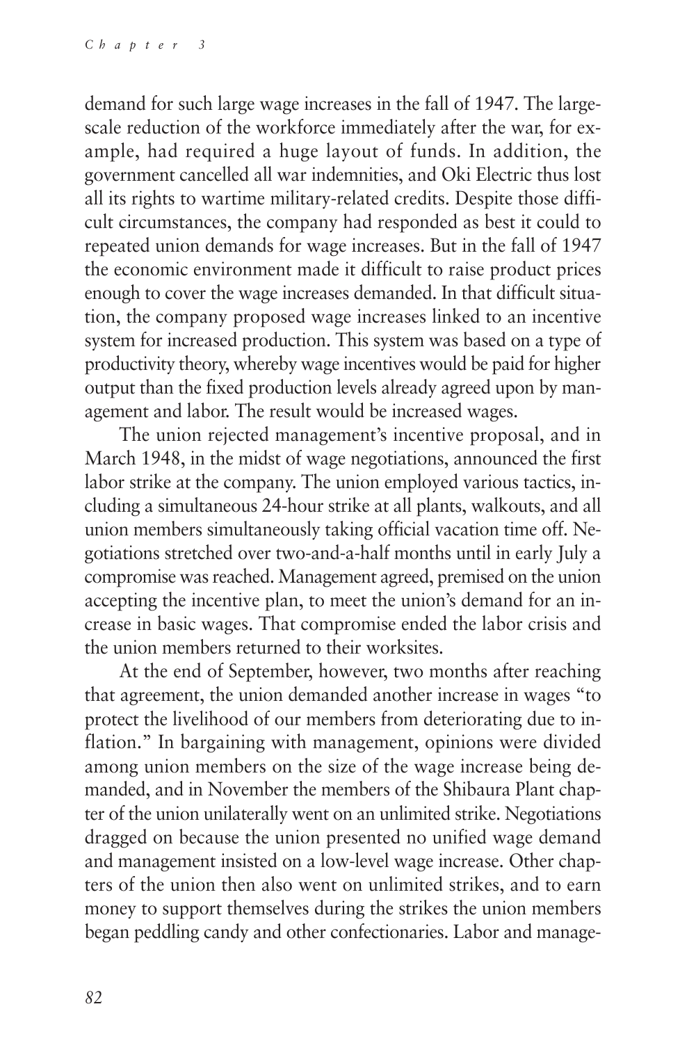demand for such large wage increases in the fall of 1947. The large-scale reduction of the workforce immediately after the war, for example, had required a huge layout of funds. In addition, the government cancelled all war indemnities, and Oki Electric thus lost all its rights to wartime military-related credits. Despite those difficult circumstances, the company had responded as best it could to repeated union demands for wage increases. But in the fall of 1947 the economic environment made it difficult to raise product prices enough to cover the wage increases demanded. In that difficult situation, the company proposed wage increases linked to an incentive system for increased production. This system was based on a type of productivity theory, whereby wage incentives would be paid for higher output than the fixed production levels already agreed upon by management and labor. The result would be increased wages.

The union rejected management's incentive proposal, and in March 1948, in the midst of wage negotiations, announced the first labor strike at the company. The union employed various tactics, including a simultaneous 24-hour strike at all plants, walkouts, and all union members simultaneously taking official vacation time off. Negotiations stretched over two-and-a-half months until in early July a compromise was reached. Management agreed, premised on the union accepting the incentive plan, to meet the union's demand for an increase in basic wages. That compromise ended the labor crisis and the union members returned to their worksites.

At the end of September, however, two months after reaching that agreement, the union demanded another increase in wages "to protect the livelihood of our members from deteriorating due to inflation." In bargaining with management, opinions were divided among union members on the size of the wage increase being demanded, and in November the members of the Shibaura Plant chapter of the union unilaterally went on an unlimited strike. Negotiations dragged on because the union presented no unified wage demand and management insisted on a low-level wage increase. Other chapters of the union then also went on unlimited strikes, and to earn money to support themselves during the strikes the union members began peddling candy and other confectionaries. Labor and manage-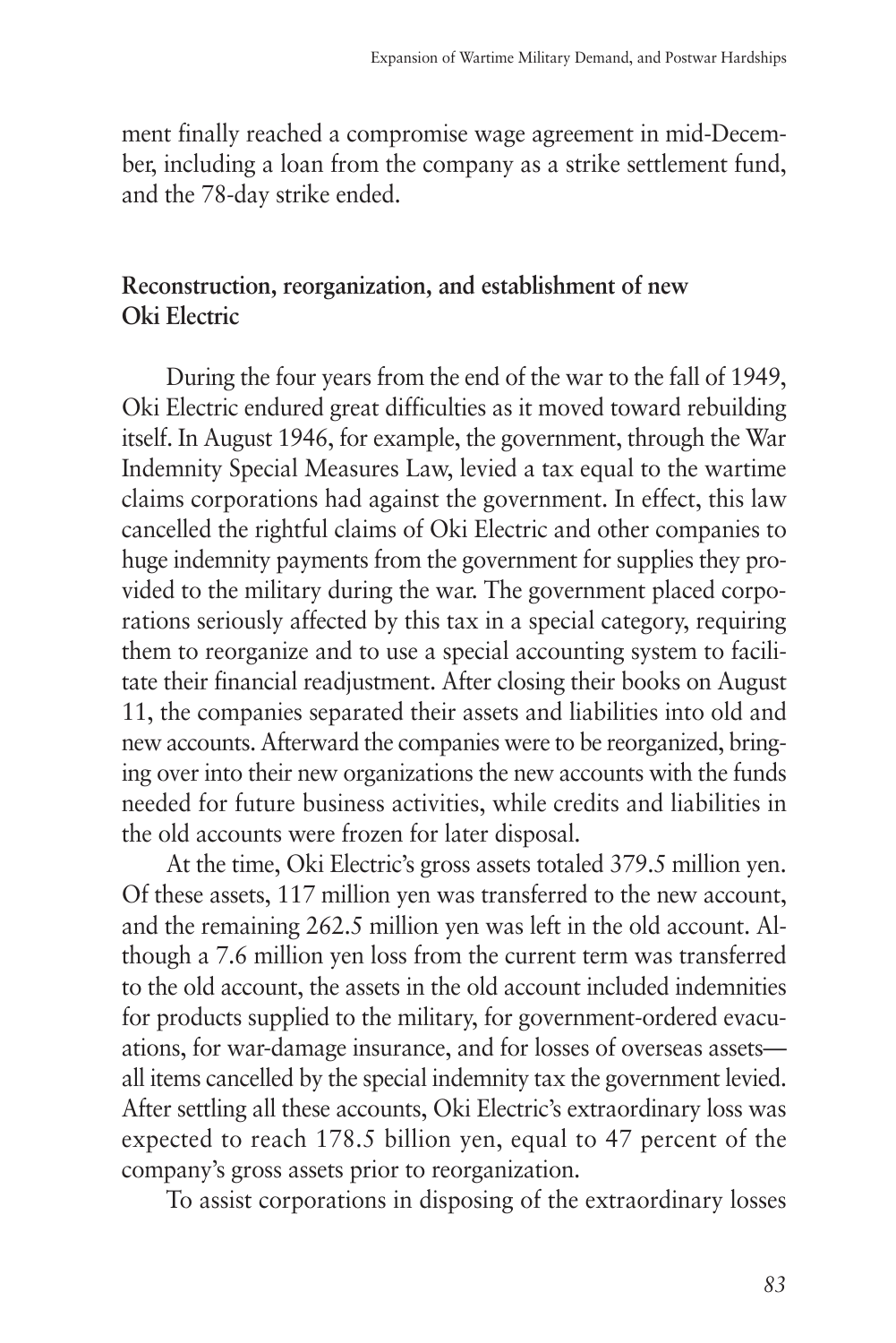ment finally reached a compromise wage agreement in mid-December, including a loan from the company as a strike settlement fund, and the 78-day strike ended.

## Reconstruction, reorganization, and establishment of new Oki Electric

During the four years from the end of the war to the fall of 1949, Oki Electric endured great difficulties as it moved toward rebuilding itself. In August 1946, for example, the government, through the War Indemnity Special Measures Law, levied a tax equal to the wartime claims corporations had against the government. In effect, this law cancelled the rightful claims of Oki Electric and other companies to huge indemnity payments from the government for supplies they provided to the military during the war. The government placed corporations seriously affected by this tax in a special category, requiring them to reorganize and to use a special accounting system to facilitate their financial readjustment. After closing their books on August 11, the companies separated their assets and liabilities into old and new accounts. Afterward the companies were to be reorganized, bringing over into their new organizations the new accounts with the funds needed for future business activities, while credits and liabilities in the old accounts were frozen for later disposal.

At the time, Oki Electric's gross assets totaled 379.5 million yen. Of these assets, 117 million yen was transferred to the new account, and the remaining 262.5 million yen was left in the old account. Although a 7.6 million yen loss from the current term was transferred to the old account, the assets in the old account included indemnities for products supplied to the military, for government-ordered evacuations, for war-damage insurance, and for losses of overseas assets—all items cancelled by the special indemnity tax the government levied. After settling all these accounts, Oki Electric's extraordinary loss was expected to reach 178.5 billion yen, equal to 47 percent of the company's gross assets prior to reorganization.

To assist corporations in disposing of the extraordinary losses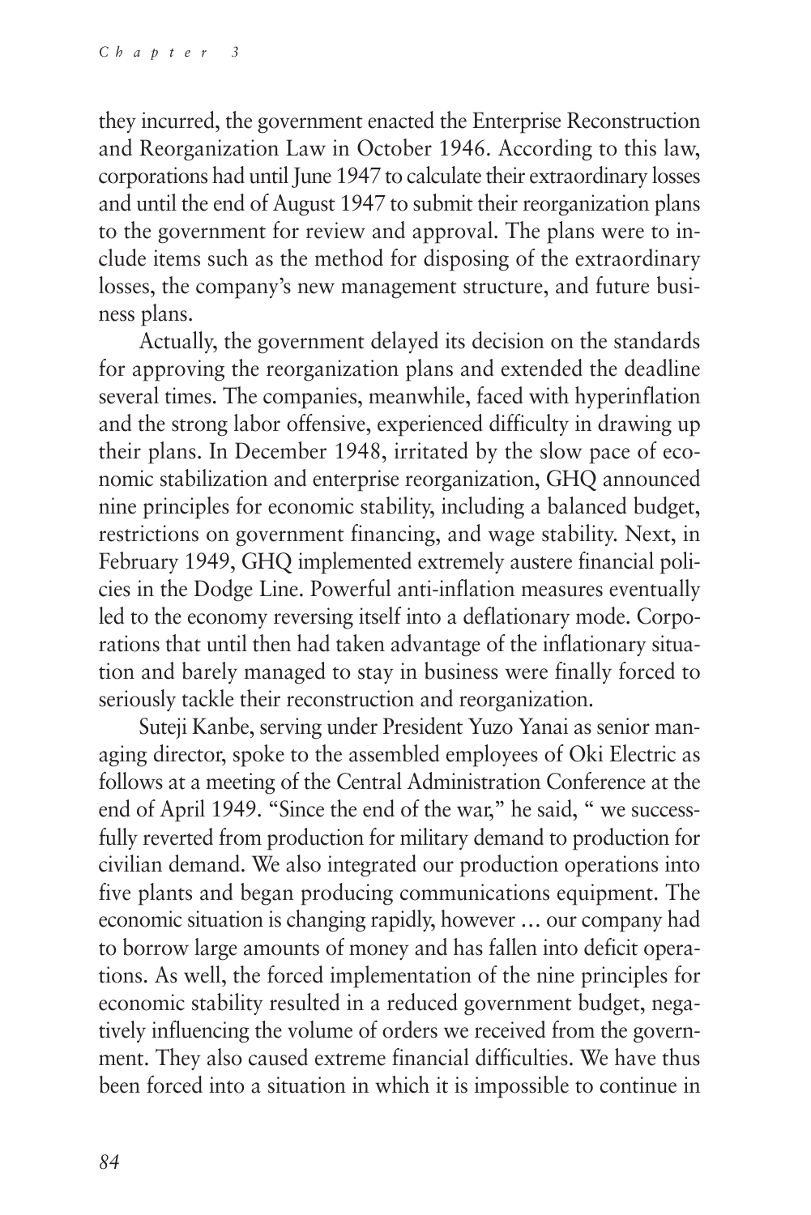they incurred, the government enacted the Enterprise Reconstruction and Reorganization Law in October 1946. According to this law, corporations had until June 1947 to calculate their extraordinary losses and until the end of August 1947 to submit their reorganization plans to the government for review and approval. The plans were to include items such as the method for disposing of the extraordinary losses, the company's new management structure, and future business plans.

Actually, the government delayed its decision on the standards for approving the reorganization plans and extended the deadline several times. The companies, meanwhile, faced with hyperinflation and the strong labor offensive, experienced difficulty in drawing up their plans. In December 1948, irritated by the slow pace of economic stabilization and enterprise reorganization, GHQ announced nine principles for economic stability, including a balanced budget, restrictions on government financing, and wage stability. Next, in February 1949, GHQ implemented extremely austere financial policies in the Dodge Line. Powerful anti-inflation measures eventually led to the economy reversing itself into a deflationary mode. Corporations that until then had taken advantage of the inflationary situation and barely managed to stay in business were finally forced to seriously tackle their reconstruction and reorganization.

Suteji Kanbe, serving under President Yuzo Yanai as senior managing director, spoke to the assembled employees of Oki Electric as follows at a meeting of the Central Administration Conference at the end of April 1949. "Since the end of the war," he said, " we successfully reverted from production for military demand to production for civilian demand. We also integrated our production operations into five plants and began producing communications equipment. The economic situation is changing rapidly, however … our company had to borrow large amounts of money and has fallen into deficit operations. As well, the forced implementation of the nine principles for economic stability resulted in a reduced government budget, negatively influencing the volume of orders we received from the government. They also caused extreme financial difficulties. We have thus been forced into a situation in which it is impossible to continue in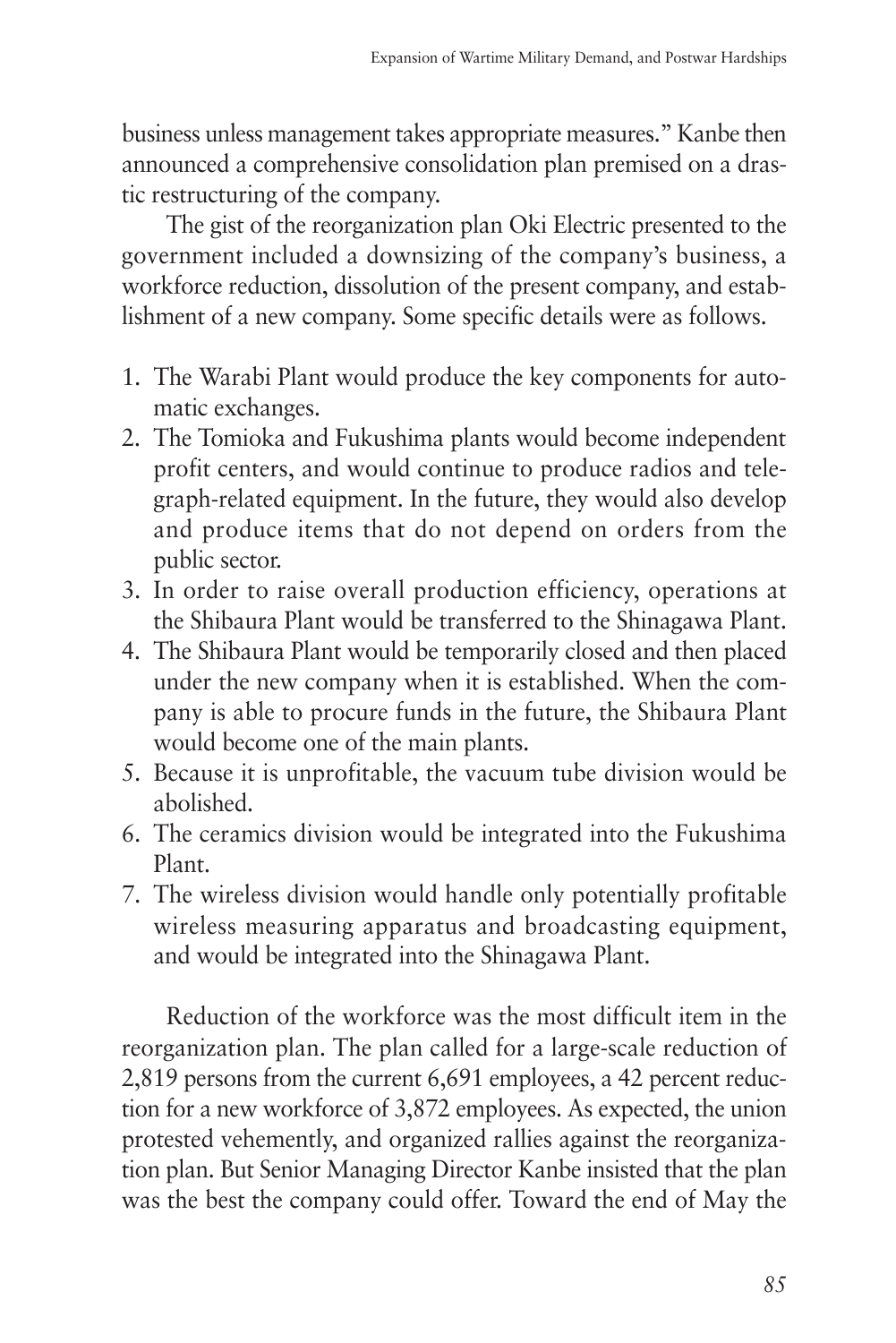business unless management takes appropriate measures." Kanbe then announced a comprehensive consolidation plan premised on a drastic restructuring of the company.

The gist of the reorganization plan Oki Electric presented to the government included a downsizing of the company's business, a workforce reduction, dissolution of the present company, and establishment of a new company. Some specific details were as follows.

1. The Warabi Plant would produce the key components for automatic exchanges.
2. The Tomioka and Fukushima plants would become independent profit centers, and would continue to produce radios and telegraph-related equipment. In the future, they would also develop and produce items that do not depend on orders from the public sector.
3. In order to raise overall production efficiency, operations at the Shibaura Plant would be transferred to the Shinagawa Plant.
4. The Shibaura Plant would be temporarily closed and then placed under the new company when it is established. When the company is able to procure funds in the future, the Shibaura Plant would become one of the main plants.
5. Because it is unprofitable, the vacuum tube division would be abolished.
6. The ceramics division would be integrated into the Fukushima Plant.
7. The wireless division would handle only potentially profitable wireless measuring apparatus and broadcasting equipment, and would be integrated into the Shinagawa Plant.

Reduction of the workforce was the most difficult item in the reorganization plan. The plan called for a large-scale reduction of 2,819 persons from the current 6,691 employees, a 42 percent reduction for a new workforce of 3,872 employees. As expected, the union protested vehemently, and organized rallies against the reorganization plan. But Senior Managing Director Kanbe insisted that the plan was the best the company could offer. Toward the end of May the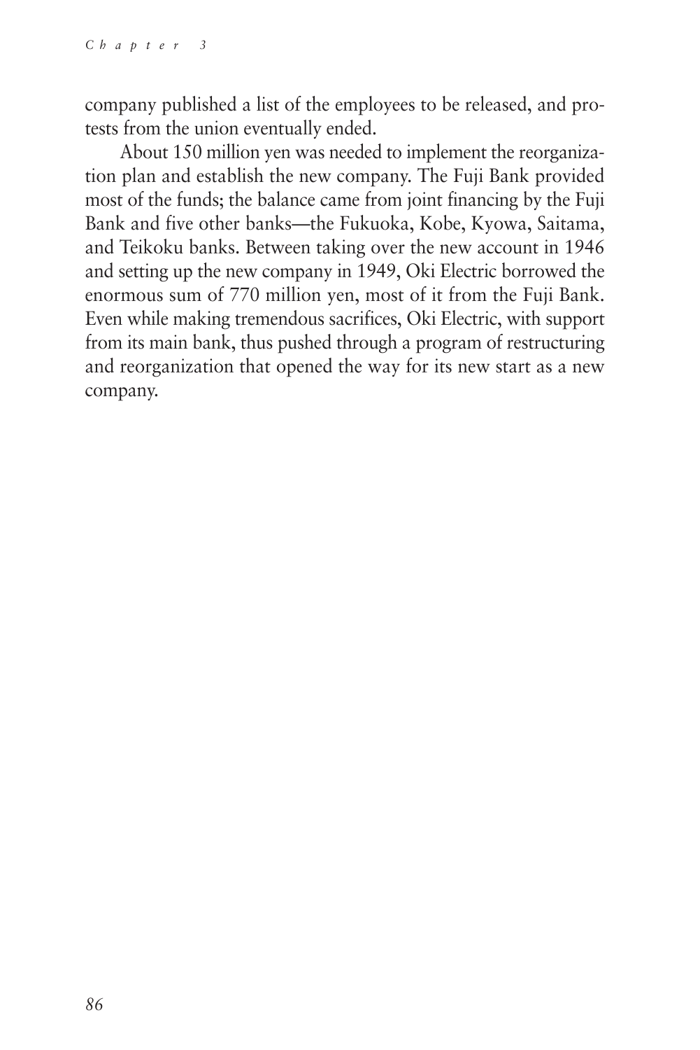company published a list of the employees to be released, and protests from the union eventually ended.

About 150 million yen was needed to implement the reorganization plan and establish the new company. The Fuji Bank provided most of the funds; the balance came from joint financing by the Fuji Bank and five other banks—the Fukuoka, Kobe, Kyowa, Saitama, and Teikoku banks. Between taking over the new account in 1946 and setting up the new company in 1949, Oki Electric borrowed the enormous sum of 770 million yen, most of it from the Fuji Bank. Even while making tremendous sacrifices, Oki Electric, with support from its main bank, thus pushed through a program of restructuring and reorganization that opened the way for its new start as a new company.